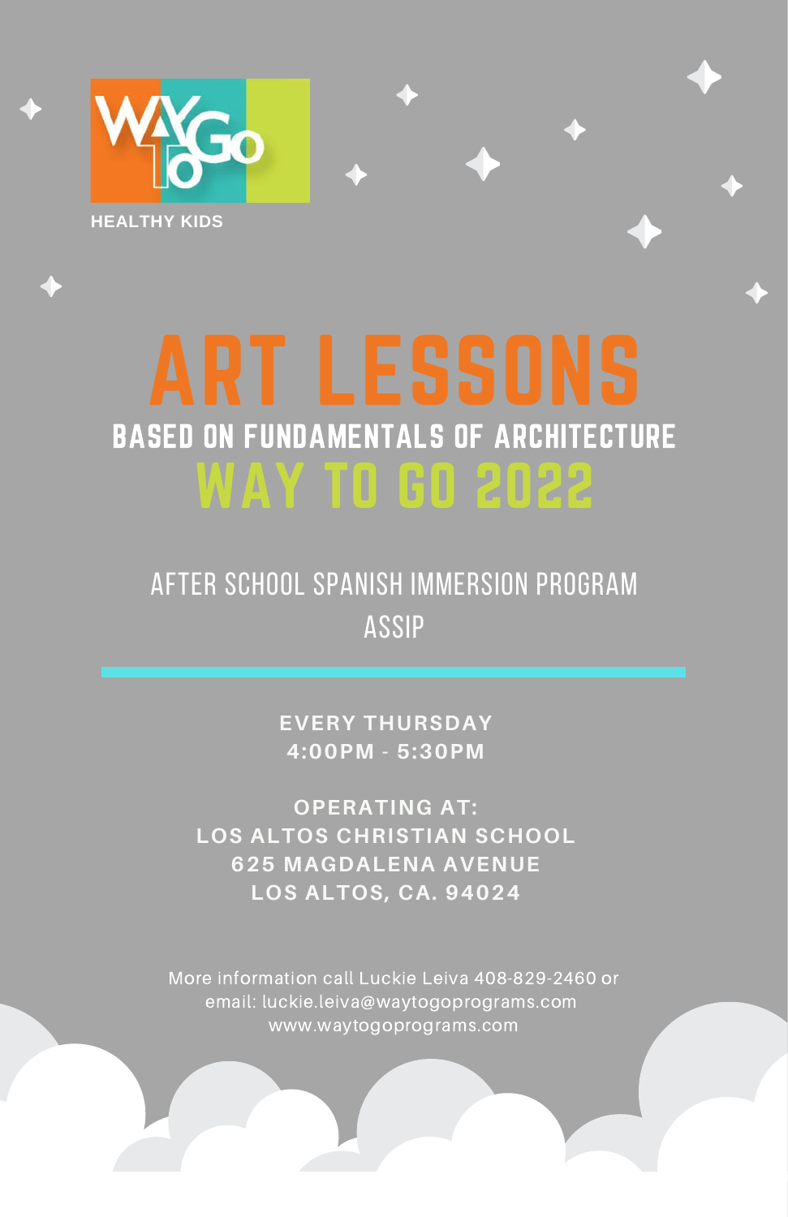HEALTHY KIDS

# ART LESSONS

## BASED ON FUNDAMENTALS OF ARCHITECTURE

## WAY TO GO 2022

AFTER SCHOOL SPANISH IMMERSION PROGRAM

ASSIP

**EVERY THURSDAY**
**4:00PM - 5:30PM**

**OPERATING AT:**
**LOS ALTOS CHRISTIAN SCHOOL**
**625 MAGDALENA AVENUE**
**LOS ALTOS, CA. 94024**

More information call Luckie Leiva 408-829-2460 or email: luckie.leiva@waytogoprograms.com
www.waytogoprograms.com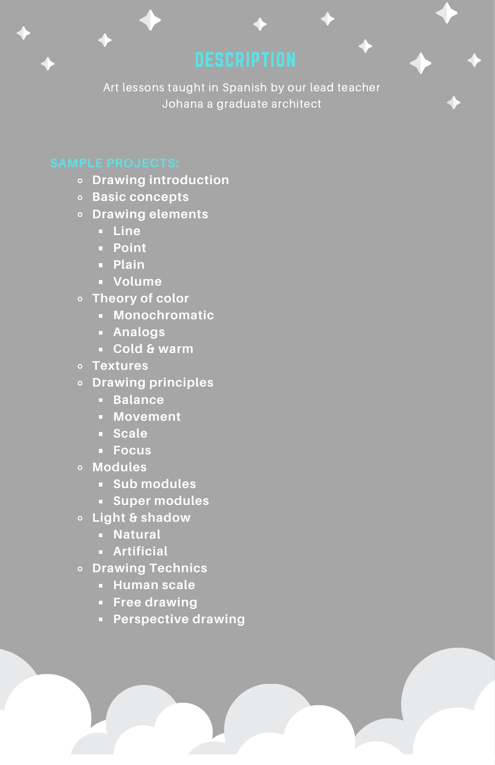# DESCRIPTION

Art lessons taught in Spanish by our lead teacher Johana a graduate architect

SAMPLE PROJECTS:

- **Drawing introduction**
- **Basic concepts**
- **Drawing elements**
  - **Line**
  - **Point**
  - **Plain**
  - **Volume**
- **Theory of color**
  - **Monochromatic**
  - **Analogs**
  - **Cold & warm**
- **Textures**
- **Drawing principles**
  - **Balance**
  - **Movement**
  - **Scale**
  - **Focus**
- **Modules**
  - **Sub modules**
  - **Super modules**
- **Light & shadow**
  - **Natural**
  - **Artificial**
- **Drawing Technics**
  - **Human scale**
  - **Free drawing**
  - **Perspective drawing**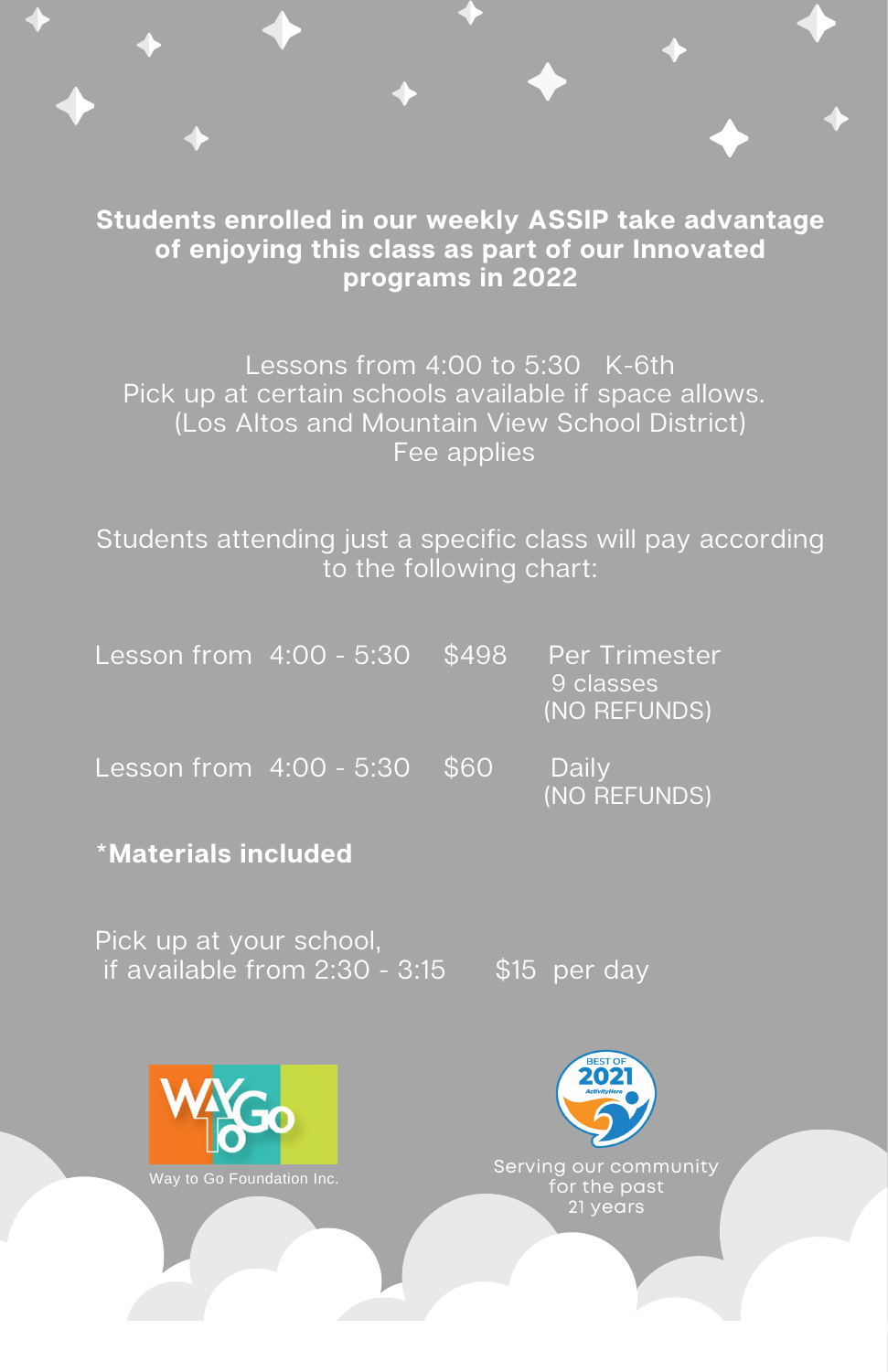**Students enrolled in our weekly ASSIP take advantage of enjoying this class as part of our Innovated programs in 2022**

Lessons from 4:00 to 5:30 K-6th
Pick up at certain schools available if space allows.
(Los Altos and Mountain View School District)
Fee applies

Students attending just a specific class will pay according to the following chart:

| | | | |
|---|---|---|---|
| Lesson from | 4:00 - 5:30 | $498 | Per Trimester 9 classes (NO REFUNDS) |
| Lesson from | 4:00 - 5:30 | $60 | Daily (NO REFUNDS) |

**\*Materials included**

Pick up at your school,
if available from 2:30 - 3:15 $15 per day

Way to Go Foundation Inc.

BEST OF 2021 ActivityHero

Serving our community for the past 21 years